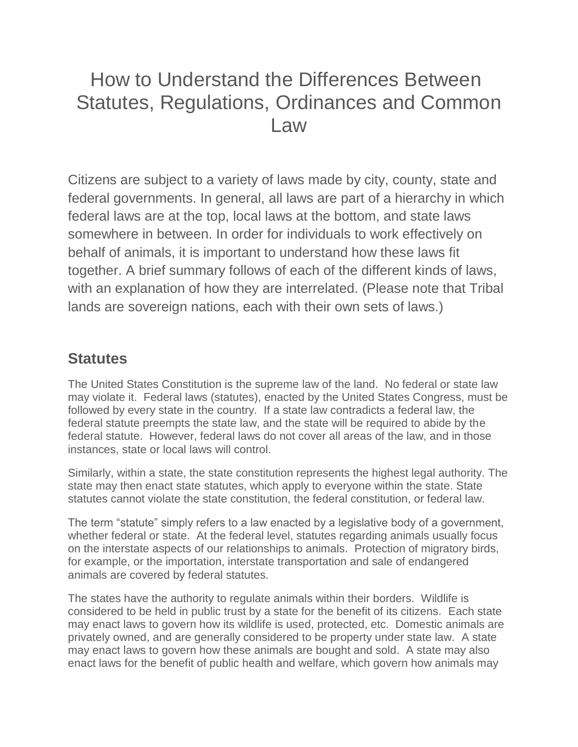# How to Understand the Differences Between Statutes, Regulations, Ordinances and Common Law

Citizens are subject to a variety of laws made by city, county, state and federal governments. In general, all laws are part of a hierarchy in which federal laws are at the top, local laws at the bottom, and state laws somewhere in between. In order for individuals to work effectively on behalf of animals, it is important to understand how these laws fit together. A brief summary follows of each of the different kinds of laws, with an explanation of how they are interrelated. (Please note that Tribal lands are sovereign nations, each with their own sets of laws.)

## Statutes

The United States Constitution is the supreme law of the land. No federal or state law may violate it. Federal laws (statutes), enacted by the United States Congress, must be followed by every state in the country. If a state law contradicts a federal law, the federal statute preempts the state law, and the state will be required to abide by the federal statute. However, federal laws do not cover all areas of the law, and in those instances, state or local laws will control.

Similarly, within a state, the state constitution represents the highest legal authority. The state may then enact state statutes, which apply to everyone within the state. State statutes cannot violate the state constitution, the federal constitution, or federal law.

The term "statute" simply refers to a law enacted by a legislative body of a government, whether federal or state. At the federal level, statutes regarding animals usually focus on the interstate aspects of our relationships to animals. Protection of migratory birds, for example, or the importation, interstate transportation and sale of endangered animals are covered by federal statutes.

The states have the authority to regulate animals within their borders. Wildlife is considered to be held in public trust by a state for the benefit of its citizens. Each state may enact laws to govern how its wildlife is used, protected, etc. Domestic animals are privately owned, and are generally considered to be property under state law. A state may enact laws to govern how these animals are bought and sold. A state may also enact laws for the benefit of public health and welfare, which govern how animals may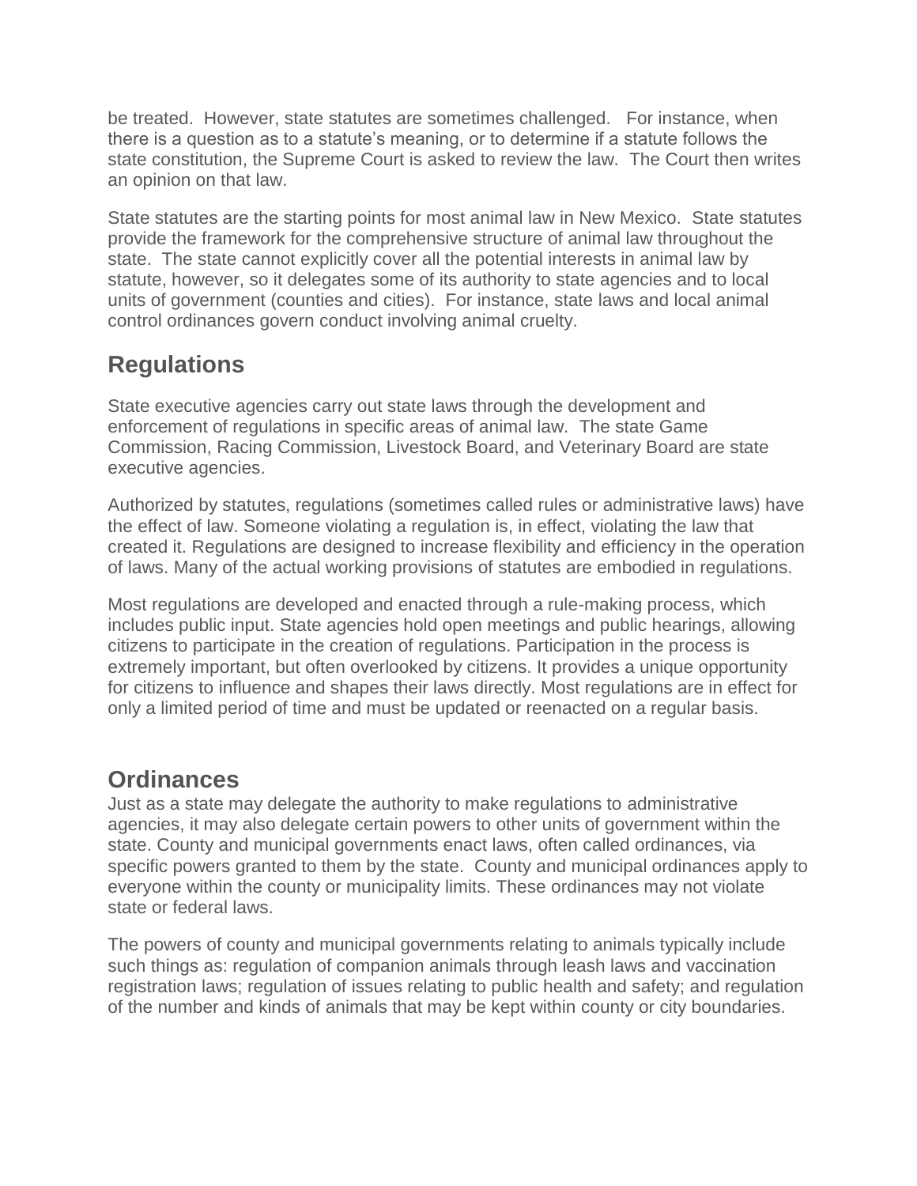be treated. However, state statutes are sometimes challenged. For instance, when there is a question as to a statute's meaning, or to determine if a statute follows the state constitution, the Supreme Court is asked to review the law. The Court then writes an opinion on that law.

State statutes are the starting points for most animal law in New Mexico. State statutes provide the framework for the comprehensive structure of animal law throughout the state. The state cannot explicitly cover all the potential interests in animal law by statute, however, so it delegates some of its authority to state agencies and to local units of government (counties and cities). For instance, state laws and local animal control ordinances govern conduct involving animal cruelty.

## Regulations

State executive agencies carry out state laws through the development and enforcement of regulations in specific areas of animal law. The state Game Commission, Racing Commission, Livestock Board, and Veterinary Board are state executive agencies.

Authorized by statutes, regulations (sometimes called rules or administrative laws) have the effect of law. Someone violating a regulation is, in effect, violating the law that created it. Regulations are designed to increase flexibility and efficiency in the operation of laws. Many of the actual working provisions of statutes are embodied in regulations.

Most regulations are developed and enacted through a rule-making process, which includes public input. State agencies hold open meetings and public hearings, allowing citizens to participate in the creation of regulations. Participation in the process is extremely important, but often overlooked by citizens. It provides a unique opportunity for citizens to influence and shapes their laws directly. Most regulations are in effect for only a limited period of time and must be updated or reenacted on a regular basis.

## Ordinances

Just as a state may delegate the authority to make regulations to administrative agencies, it may also delegate certain powers to other units of government within the state. County and municipal governments enact laws, often called ordinances, via specific powers granted to them by the state. County and municipal ordinances apply to everyone within the county or municipality limits. These ordinances may not violate state or federal laws.

The powers of county and municipal governments relating to animals typically include such things as: regulation of companion animals through leash laws and vaccination registration laws; regulation of issues relating to public health and safety; and regulation of the number and kinds of animals that may be kept within county or city boundaries.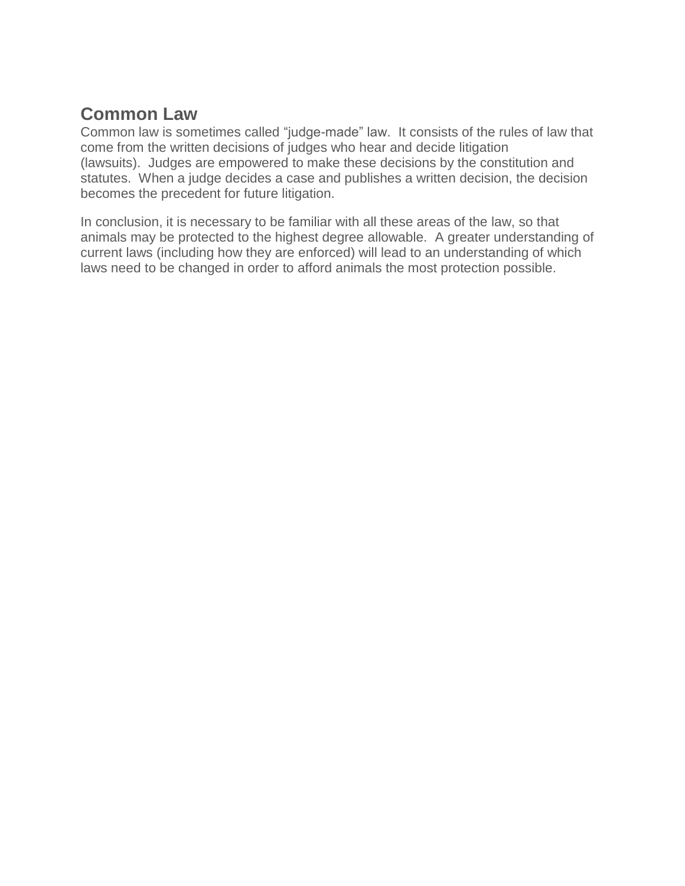## Common Law

Common law is sometimes called “judge-made” law. It consists of the rules of law that come from the written decisions of judges who hear and decide litigation (lawsuits). Judges are empowered to make these decisions by the constitution and statutes. When a judge decides a case and publishes a written decision, the decision becomes the precedent for future litigation.

In conclusion, it is necessary to be familiar with all these areas of the law, so that animals may be protected to the highest degree allowable. A greater understanding of current laws (including how they are enforced) will lead to an understanding of which laws need to be changed in order to afford animals the most protection possible.